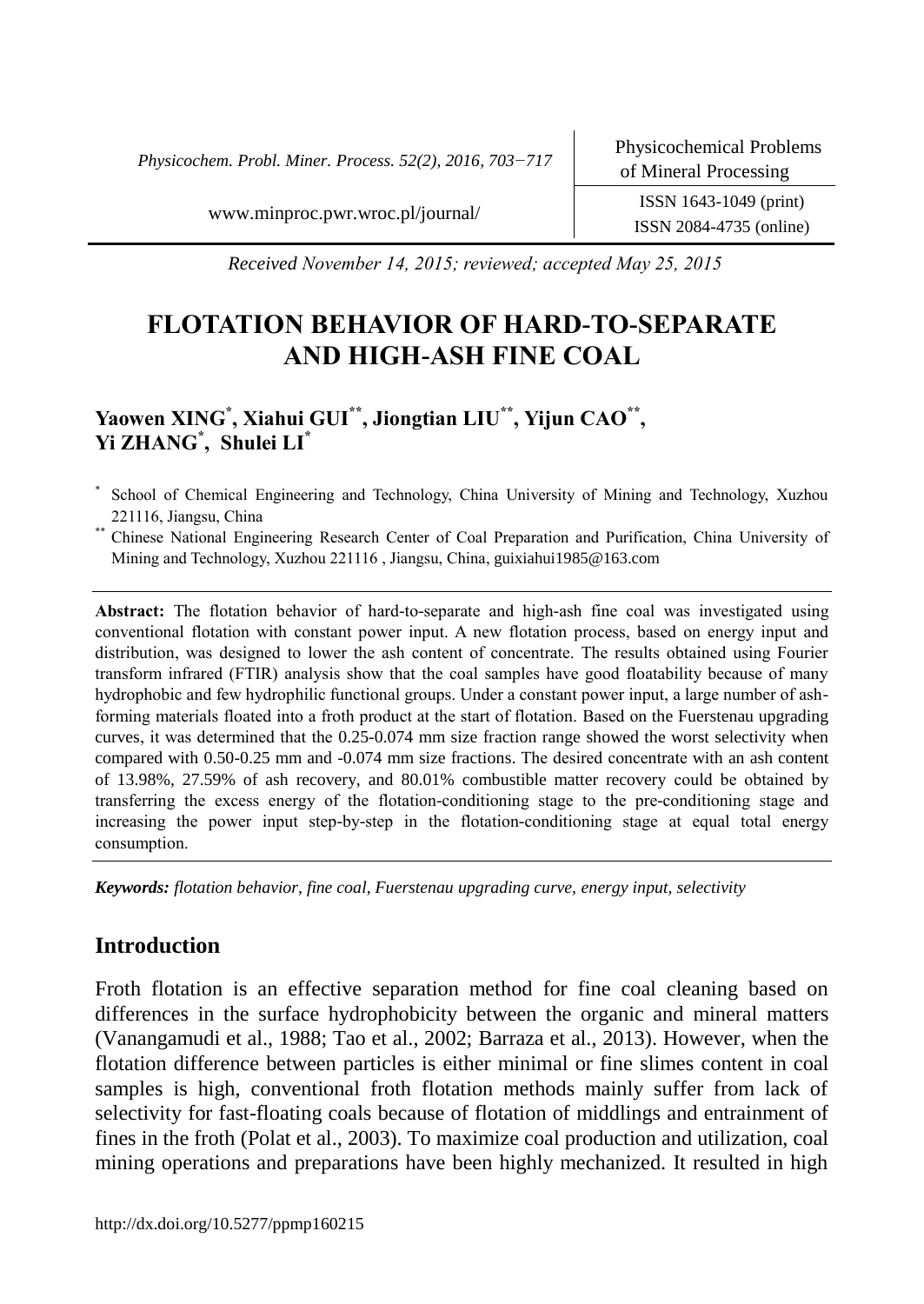*Received November 14, 2015; reviewed; accepted May 25, 2015*

# FLOTATION BEHAVIOR OF HARD-TO-SEPARATE AND HIGH-ASH FINE COAL

**Yaowen XING[*], Xiahui GUI[**], Jiongtian LIU[**], Yijun CAO[**], Yi ZHANG[*], Shulei LI[*]**

[*] School of Chemical Engineering and Technology, China University of Mining and Technology, Xuzhou 221116, Jiangsu, China

[**] Chinese National Engineering Research Center of Coal Preparation and Purification, China University of Mining and Technology, Xuzhou 221116 , Jiangsu, China, guixiahui1985@163.com

**Abstract:** The flotation behavior of hard-to-separate and high-ash fine coal was investigated using conventional flotation with constant power input. A new flotation process, based on energy input and distribution, was designed to lower the ash content of concentrate. The results obtained using Fourier transform infrared (FTIR) analysis show that the coal samples have good floatability because of many hydrophobic and few hydrophilic functional groups. Under a constant power input, a large number of ash-forming materials floated into a froth product at the start of flotation. Based on the Fuerstenau upgrading curves, it was determined that the 0.25-0.074 mm size fraction range showed the worst selectivity when compared with 0.50-0.25 mm and -0.074 mm size fractions. The desired concentrate with an ash content of 13.98%, 27.59% of ash recovery, and 80.01% combustible matter recovery could be obtained by transferring the excess energy of the flotation-conditioning stage to the pre-conditioning stage and increasing the power input step-by-step in the flotation-conditioning stage at equal total energy consumption.

***Keywords:*** *flotation behavior, fine coal, Fuerstenau upgrading curve, energy input, selectivity*

## Introduction

Froth flotation is an effective separation method for fine coal cleaning based on differences in the surface hydrophobicity between the organic and mineral matters (Vanangamudi et al., 1988; Tao et al., 2002; Barraza et al., 2013). However, when the flotation difference between particles is either minimal or fine slimes content in coal samples is high, conventional froth flotation methods mainly suffer from lack of selectivity for fast-floating coals because of flotation of middlings and entrainment of fines in the froth (Polat et al., 2003). To maximize coal production and utilization, coal mining operations and preparations have been highly mechanized. It resulted in high

http://dx.doi.org/10.5277/ppmp160215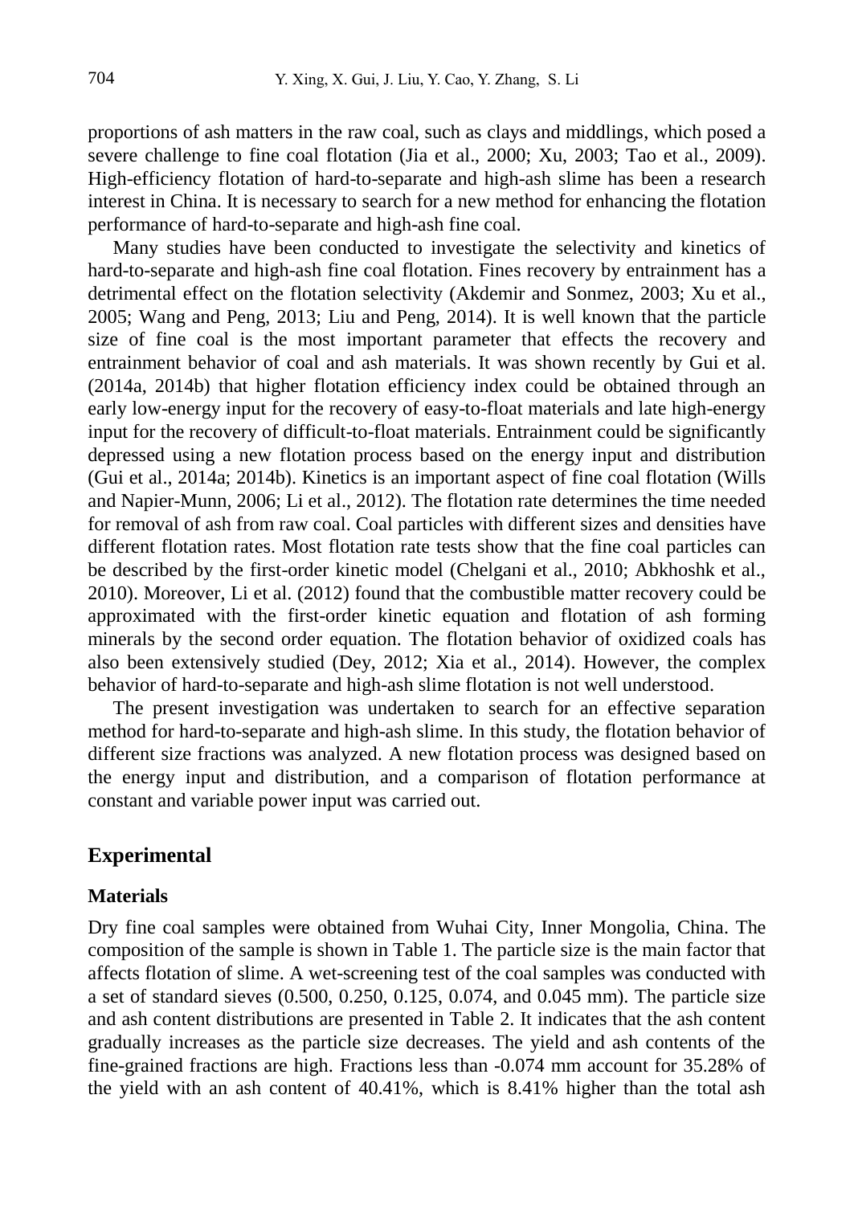proportions of ash matters in the raw coal, such as clays and middlings, which posed a severe challenge to fine coal flotation (Jia et al., 2000; Xu, 2003; Tao et al., 2009). High-efficiency flotation of hard-to-separate and high-ash slime has been a research interest in China. It is necessary to search for a new method for enhancing the flotation performance of hard-to-separate and high-ash fine coal.

Many studies have been conducted to investigate the selectivity and kinetics of hard-to-separate and high-ash fine coal flotation. Fines recovery by entrainment has a detrimental effect on the flotation selectivity (Akdemir and Sonmez, 2003; Xu et al., 2005; Wang and Peng, 2013; Liu and Peng, 2014). It is well known that the particle size of fine coal is the most important parameter that effects the recovery and entrainment behavior of coal and ash materials. It was shown recently by Gui et al. (2014a, 2014b) that higher flotation efficiency index could be obtained through an early low-energy input for the recovery of easy-to-float materials and late high-energy input for the recovery of difficult-to-float materials. Entrainment could be significantly depressed using a new flotation process based on the energy input and distribution (Gui et al., 2014a; 2014b). Kinetics is an important aspect of fine coal flotation (Wills and Napier-Munn, 2006; Li et al., 2012). The flotation rate determines the time needed for removal of ash from raw coal. Coal particles with different sizes and densities have different flotation rates. Most flotation rate tests show that the fine coal particles can be described by the first-order kinetic model (Chelgani et al., 2010; Abkhoshk et al., 2010). Moreover, Li et al. (2012) found that the combustible matter recovery could be approximated with the first-order kinetic equation and flotation of ash forming minerals by the second order equation. The flotation behavior of oxidized coals has also been extensively studied (Dey, 2012; Xia et al., 2014). However, the complex behavior of hard-to-separate and high-ash slime flotation is not well understood.

The present investigation was undertaken to search for an effective separation method for hard-to-separate and high-ash slime. In this study, the flotation behavior of different size fractions was analyzed. A new flotation process was designed based on the energy input and distribution, and a comparison of flotation performance at constant and variable power input was carried out.

## Experimental

### Materials

Dry fine coal samples were obtained from Wuhai City, Inner Mongolia, China. The composition of the sample is shown in Table 1. The particle size is the main factor that affects flotation of slime. A wet-screening test of the coal samples was conducted with a set of standard sieves (0.500, 0.250, 0.125, 0.074, and 0.045 mm). The particle size and ash content distributions are presented in Table 2. It indicates that the ash content gradually increases as the particle size decreases. The yield and ash contents of the fine-grained fractions are high. Fractions less than -0.074 mm account for 35.28% of the yield with an ash content of 40.41%, which is 8.41% higher than the total ash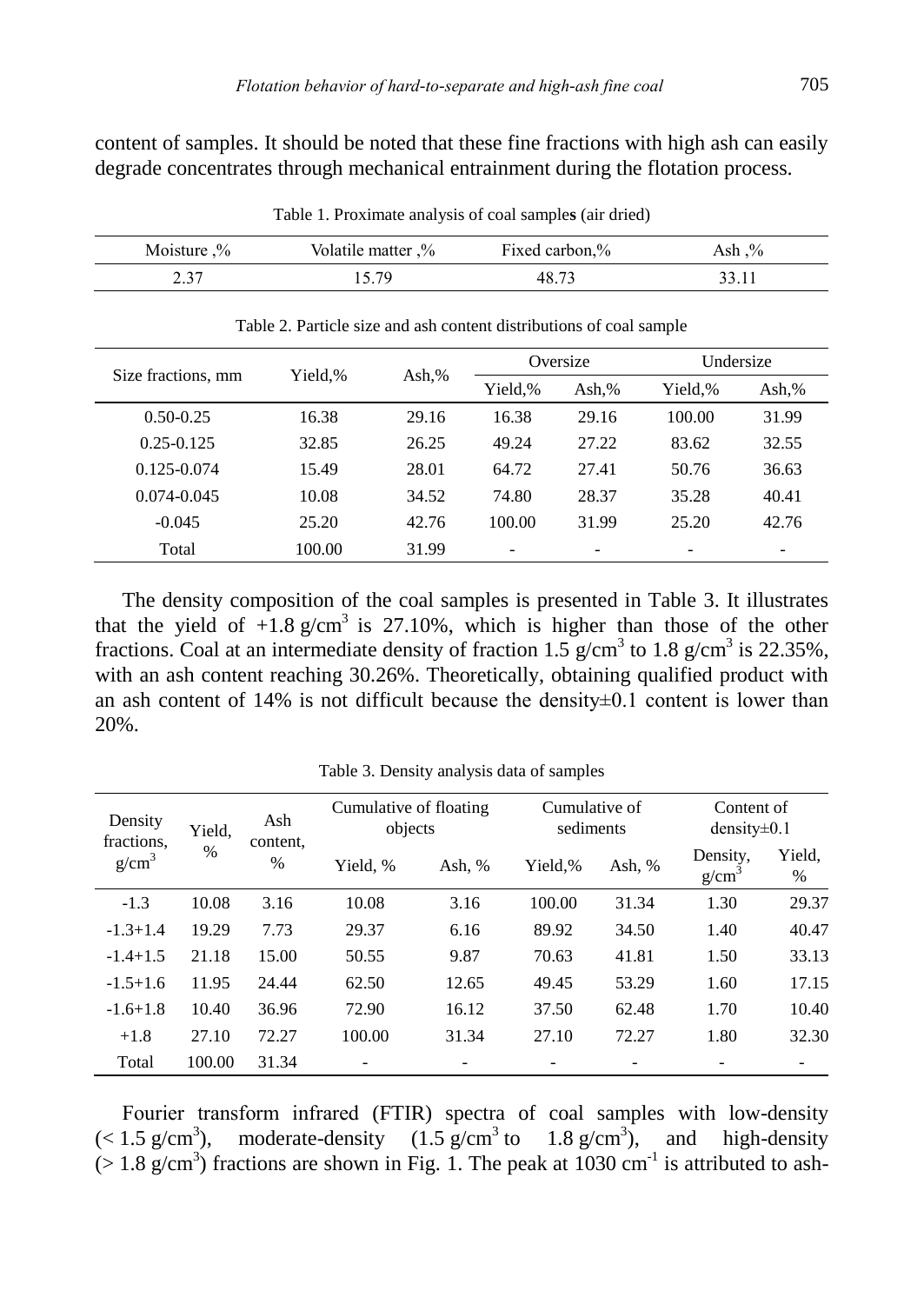content of samples. It should be noted that these fine fractions with high ash can easily degrade concentrates through mechanical entrainment during the flotation process.

Table 1. Proximate analysis of coal samples (air dried)

| Moisture ,% | Volatile matter ,% | Fixed carbon,% | Ash ,% |
|---|---|---|---|
| 2.37 | 15.79 | 48.73 | 33.11 |

Table 2. Particle size and ash content distributions of coal sample

| Size fractions, mm | Yield,% | Ash,% | Oversize | | Undersize | |
|---|---|---|---|---|---|---|
| | | | Yield,% | Ash,% | Yield,% | Ash,% |
| 0.50-0.25 | 16.38 | 29.16 | 16.38 | 29.16 | 100.00 | 31.99 |
| 0.25-0.125 | 32.85 | 26.25 | 49.24 | 27.22 | 83.62 | 32.55 |
| 0.125-0.074 | 15.49 | 28.01 | 64.72 | 27.41 | 50.76 | 36.63 |
| 0.074-0.045 | 10.08 | 34.52 | 74.80 | 28.37 | 35.28 | 40.41 |
| -0.045 | 25.20 | 42.76 | 100.00 | 31.99 | 25.20 | 42.76 |
| Total | 100.00 | 31.99 | - | - | - | - |

The density composition of the coal samples is presented in Table 3. It illustrates that the yield of $+1.8\ g/cm^3$ is 27.10%, which is higher than those of the other fractions. Coal at an intermediate density of fraction $1.5\ g/cm^3$ to $1.8\ g/cm^3$ is 22.35%, with an ash content reaching 30.26%. Theoretically, obtaining qualified product with an ash content of 14% is not difficult because the density±0.1 content is lower than 20%.

Table 3. Density analysis data of samples

| Density fractions, $g/cm^3$ | Yield, % | Ash content, % | Cumulative of floating objects | | Cumulative of sediments | | Content of density±0.1 | |
|---|---|---|---|---|---|---|---|---|
| | | | Yield, % | Ash, % | Yield,% | Ash, % | Density, $g/cm^3$ | Yield, % |
| -1.3 | 10.08 | 3.16 | 10.08 | 3.16 | 100.00 | 31.34 | 1.30 | 29.37 |
| -1.3+1.4 | 19.29 | 7.73 | 29.37 | 6.16 | 89.92 | 34.50 | 1.40 | 40.47 |
| -1.4+1.5 | 21.18 | 15.00 | 50.55 | 9.87 | 70.63 | 41.81 | 1.50 | 33.13 |
| -1.5+1.6 | 11.95 | 24.44 | 62.50 | 12.65 | 49.45 | 53.29 | 1.60 | 17.15 |
| -1.6+1.8 | 10.40 | 36.96 | 72.90 | 16.12 | 37.50 | 62.48 | 1.70 | 10.40 |
| +1.8 | 27.10 | 72.27 | 100.00 | 31.34 | 27.10 | 72.27 | 1.80 | 32.30 |
| Total | 100.00 | 31.34 | - | - | - | - | - | - |

Fourier transform infrared (FTIR) spectra of coal samples with low-density ($< 1.5\ g/cm^3$), moderate-density ($1.5\ g/cm^3$ to $1.8\ g/cm^3$), and high-density ($> 1.8\ g/cm^3$) fractions are shown in Fig. 1. The peak at $1030\ cm^{-1}$ is attributed to ash-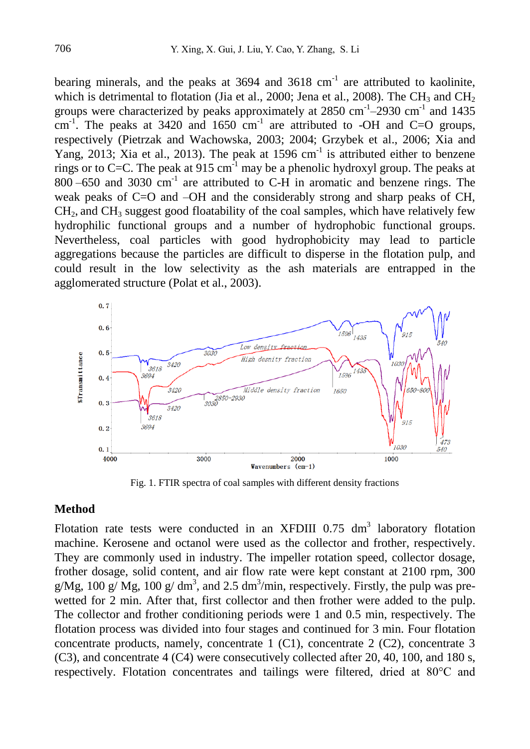bearing minerals, and the peaks at 3694 and 3618 $cm^{-1}$ are attributed to kaolinite, which is detrimental to flotation (Jia et al., 2000; Jena et al., 2008). The $CH_3$ and $CH_2$ groups were characterized by peaks approximately at 2850 $cm^{-1}$–2930 $cm^{-1}$ and 1435 $cm^{-1}$. The peaks at 3420 and 1650 $cm^{-1}$ are attributed to -OH and C=O groups, respectively (Pietrzak and Wachowska, 2003; 2004; Grzybek et al., 2006; Xia and Yang, 2013; Xia et al., 2013). The peak at 1596 $cm^{-1}$ is attributed either to benzene rings or to C=C. The peak at 915 $cm^{-1}$ may be a phenolic hydroxyl group. The peaks at 800 –650 and 3030 $cm^{-1}$ are attributed to C-H in aromatic and benzene rings. The weak peaks of C=O and –OH and the considerably strong and sharp peaks of CH, $CH_2$, and $CH_3$ suggest good floatability of the coal samples, which have relatively few hydrophilic functional groups and a number of hydrophobic functional groups. Nevertheless, coal particles with good hydrophobicity may lead to particle aggregations because the particles are difficult to disperse in the flotation pulp, and could result in the low selectivity as the ash materials are entrapped in the agglomerated structure (Polat et al., 2003).

Fig. 1. FTIR spectra of coal samples with different density fractions

## Method

Flotation rate tests were conducted in an XFDIII 0.75 $dm^3$ laboratory flotation machine. Kerosene and octanol were used as the collector and frother, respectively. They are commonly used in industry. The impeller rotation speed, collector dosage, frother dosage, solid content, and air flow rate were kept constant at 2100 rpm, 300 g/Mg, 100 g/ Mg, 100 g/ $dm^3$, and 2.5 $dm^3$/min, respectively. Firstly, the pulp was pre-wetted for 2 min. After that, first collector and then frother were added to the pulp. The collector and frother conditioning periods were 1 and 0.5 min, respectively. The flotation process was divided into four stages and continued for 3 min. Four flotation concentrate products, namely, concentrate 1 (C1), concentrate 2 (C2), concentrate 3 (C3), and concentrate 4 (C4) were consecutively collected after 20, 40, 100, and 180 s, respectively. Flotation concentrates and tailings were filtered, dried at 80°C and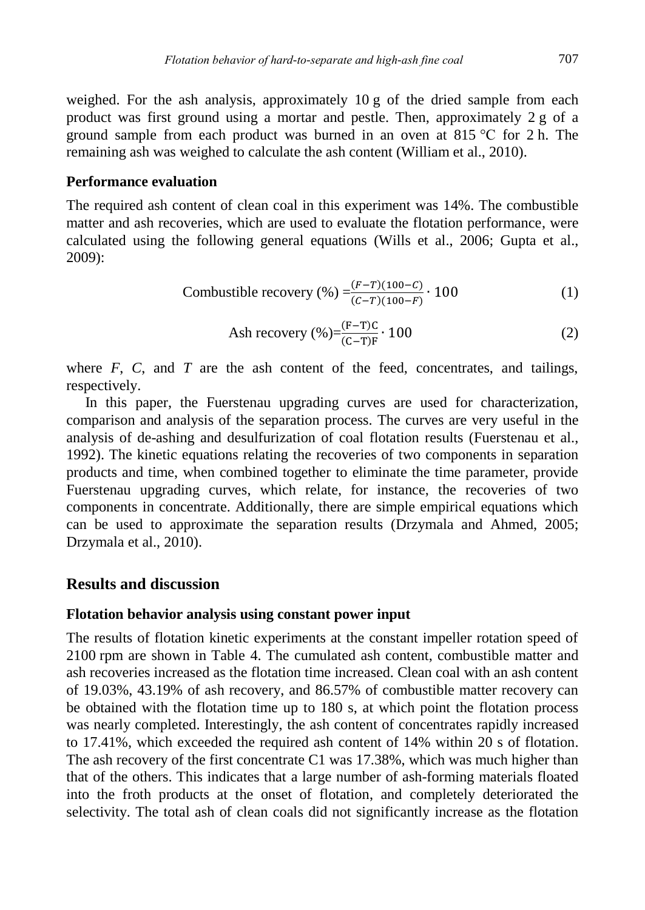weighed. For the ash analysis, approximately 10 g of the dried sample from each product was first ground using a mortar and pestle. Then, approximately 2 g of a ground sample from each product was burned in an oven at 815 °C for 2 h. The remaining ash was weighed to calculate the ash content (William et al., 2010).

### Performance evaluation

The required ash content of clean coal in this experiment was 14%. The combustible matter and ash recoveries, which are used to evaluate the flotation performance, were calculated using the following general equations (Wills et al., 2006; Gupta et al., 2009):

$$\text{Combustible recovery (\%)} = \frac{(F-T)(100-C)}{(C-T)(100-F)} \cdot 100 \tag{1}$$

$$\text{Ash recovery (\%)} = \frac{(F-T)C}{(C-T)F} \cdot 100 \tag{2}$$

where $F$, $C$, and $T$ are the ash content of the feed, concentrates, and tailings, respectively.

In this paper, the Fuerstenau upgrading curves are used for characterization, comparison and analysis of the separation process. The curves are very useful in the analysis of de-ashing and desulfurization of coal flotation results (Fuerstenau et al., 1992). The kinetic equations relating the recoveries of two components in separation products and time, when combined together to eliminate the time parameter, provide Fuerstenau upgrading curves, which relate, for instance, the recoveries of two components in concentrate. Additionally, there are simple empirical equations which can be used to approximate the separation results (Drzymala and Ahmed, 2005; Drzymala et al., 2010).

## Results and discussion

### Flotation behavior analysis using constant power input

The results of flotation kinetic experiments at the constant impeller rotation speed of 2100 rpm are shown in Table 4. The cumulated ash content, combustible matter and ash recoveries increased as the flotation time increased. Clean coal with an ash content of 19.03%, 43.19% of ash recovery, and 86.57% of combustible matter recovery can be obtained with the flotation time up to 180 s, at which point the flotation process was nearly completed. Interestingly, the ash content of concentrates rapidly increased to 17.41%, which exceeded the required ash content of 14% within 20 s of flotation. The ash recovery of the first concentrate C1 was 17.38%, which was much higher than that of the others. This indicates that a large number of ash-forming materials floated into the froth products at the onset of flotation, and completely deteriorated the selectivity. The total ash of clean coals did not significantly increase as the flotation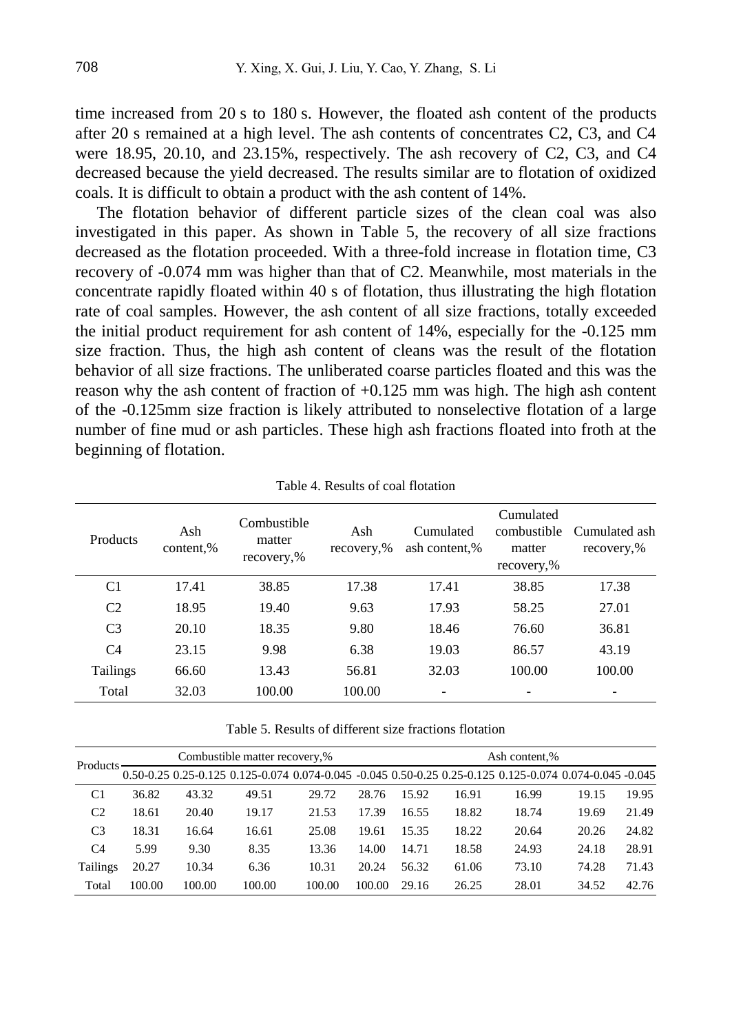time increased from 20 s to 180 s. However, the floated ash content of the products after 20 s remained at a high level. The ash contents of concentrates C2, C3, and C4 were 18.95, 20.10, and 23.15%, respectively. The ash recovery of C2, C3, and C4 decreased because the yield decreased. The results similar are to flotation of oxidized coals. It is difficult to obtain a product with the ash content of 14%.

The flotation behavior of different particle sizes of the clean coal was also investigated in this paper. As shown in Table 5, the recovery of all size fractions decreased as the flotation proceeded. With a three-fold increase in flotation time, C3 recovery of -0.074 mm was higher than that of C2. Meanwhile, most materials in the concentrate rapidly floated within 40 s of flotation, thus illustrating the high flotation rate of coal samples. However, the ash content of all size fractions, totally exceeded the initial product requirement for ash content of 14%, especially for the -0.125 mm size fraction. Thus, the high ash content of cleans was the result of the flotation behavior of all size fractions. The unliberated coarse particles floated and this was the reason why the ash content of fraction of +0.125 mm was high. The high ash content of the -0.125mm size fraction is likely attributed to nonselective flotation of a large number of fine mud or ash particles. These high ash fractions floated into froth at the beginning of flotation.

Table 4. Results of coal flotation

| Products | Ash content,% | Combustible matter recovery,% | Ash recovery,% | Cumulated ash content,% | Cumulated combustible matter recovery,% | Cumulated ash recovery,% |
|---|---|---|---|---|---|---|
| C1 | 17.41 | 38.85 | 17.38 | 17.41 | 38.85 | 17.38 |
| C2 | 18.95 | 19.40 | 9.63 | 17.93 | 58.25 | 27.01 |
| C3 | 20.10 | 18.35 | 9.80 | 18.46 | 76.60 | 36.81 |
| C4 | 23.15 | 9.98 | 6.38 | 19.03 | 86.57 | 43.19 |
| Tailings | 66.60 | 13.43 | 56.81 | 32.03 | 100.00 | 100.00 |
| Total | 32.03 | 100.00 | 100.00 | - | - | - |

Table 5. Results of different size fractions flotation

| Products | Combustible matter recovery,% | | | | | Ash content,% | | | | |
|---|---|---|---|---|---|---|---|---|---|---|
| | 0.50-0.25 | 0.25-0.125 | 0.125-0.074 | 0.074-0.045 | -0.045 | 0.50-0.25 | 0.25-0.125 | 0.125-0.074 | 0.074-0.045 | -0.045 |
| C1 | 36.82 | 43.32 | 49.51 | 29.72 | 28.76 | 15.92 | 16.91 | 16.99 | 19.15 | 19.95 |
| C2 | 18.61 | 20.40 | 19.17 | 21.53 | 17.39 | 16.55 | 18.82 | 18.74 | 19.69 | 21.49 |
| C3 | 18.31 | 16.64 | 16.61 | 25.08 | 19.61 | 15.35 | 18.22 | 20.64 | 20.26 | 24.82 |
| C4 | 5.99 | 9.30 | 8.35 | 13.36 | 14.00 | 14.71 | 18.58 | 24.93 | 24.18 | 28.91 |
| Tailings | 20.27 | 10.34 | 6.36 | 10.31 | 20.24 | 56.32 | 61.06 | 73.10 | 74.28 | 71.43 |
| Total | 100.00 | 100.00 | 100.00 | 100.00 | 100.00 | 29.16 | 26.25 | 28.01 | 34.52 | 42.76 |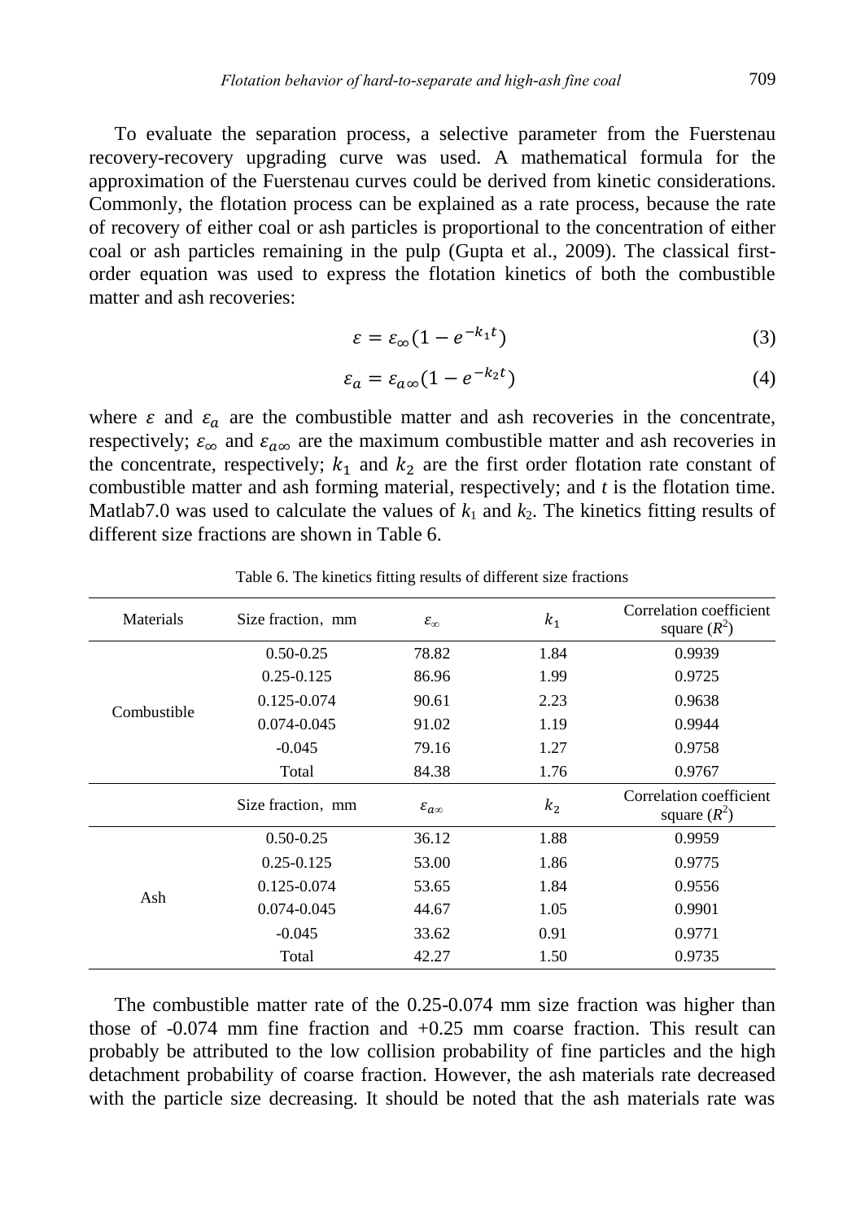To evaluate the separation process, a selective parameter from the Fuerstenau recovery-recovery upgrading curve was used. A mathematical formula for the approximation of the Fuerstenau curves could be derived from kinetic considerations. Commonly, the flotation process can be explained as a rate process, because the rate of recovery of either coal or ash particles is proportional to the concentration of either coal or ash particles remaining in the pulp (Gupta et al., 2009). The classical first-order equation was used to express the flotation kinetics of both the combustible matter and ash recoveries:

$$\varepsilon = \varepsilon_{\infty}(1 - e^{-k_1 t}) \tag{3}$$

$$\varepsilon_a = \varepsilon_{a\infty}(1 - e^{-k_2 t}) \tag{4}$$

where $\varepsilon$ and $\varepsilon_a$ are the combustible matter and ash recoveries in the concentrate, respectively; $\varepsilon_{\infty}$ and $\varepsilon_{a\infty}$ are the maximum combustible matter and ash recoveries in the concentrate, respectively; $k_1$ and $k_2$ are the first order flotation rate constant of combustible matter and ash forming material, respectively; and $t$ is the flotation time. Matlab7.0 was used to calculate the values of $k_1$ and $k_2$. The kinetics fitting results of different size fractions are shown in Table 6.

Table 6. The kinetics fitting results of different size fractions

| Materials | Size fraction, mm | $\varepsilon_{\infty}$ | $k_1$ | Correlation coefficient square ($R^2$) |
|---|---|---|---|---|
| Combustible | 0.50-0.25 | 78.82 | 1.84 | 0.9939 |
| | 0.25-0.125 | 86.96 | 1.99 | 0.9725 |
| | 0.125-0.074 | 90.61 | 2.23 | 0.9638 |
| | 0.074-0.045 | 91.02 | 1.19 | 0.9944 |
| | -0.045 | 79.16 | 1.27 | 0.9758 |
| | Total | 84.38 | 1.76 | 0.9767 |
| | Size fraction, mm | $\varepsilon_{a\infty}$ | $k_2$ | Correlation coefficient square ($R^2$) |
| Ash | 0.50-0.25 | 36.12 | 1.88 | 0.9959 |
| | 0.25-0.125 | 53.00 | 1.86 | 0.9775 |
| | 0.125-0.074 | 53.65 | 1.84 | 0.9556 |
| | 0.074-0.045 | 44.67 | 1.05 | 0.9901 |
| | -0.045 | 33.62 | 0.91 | 0.9771 |
| | Total | 42.27 | 1.50 | 0.9735 |

The combustible matter rate of the 0.25-0.074 mm size fraction was higher than those of -0.074 mm fine fraction and +0.25 mm coarse fraction. This result can probably be attributed to the low collision probability of fine particles and the high detachment probability of coarse fraction. However, the ash materials rate decreased with the particle size decreasing. It should be noted that the ash materials rate was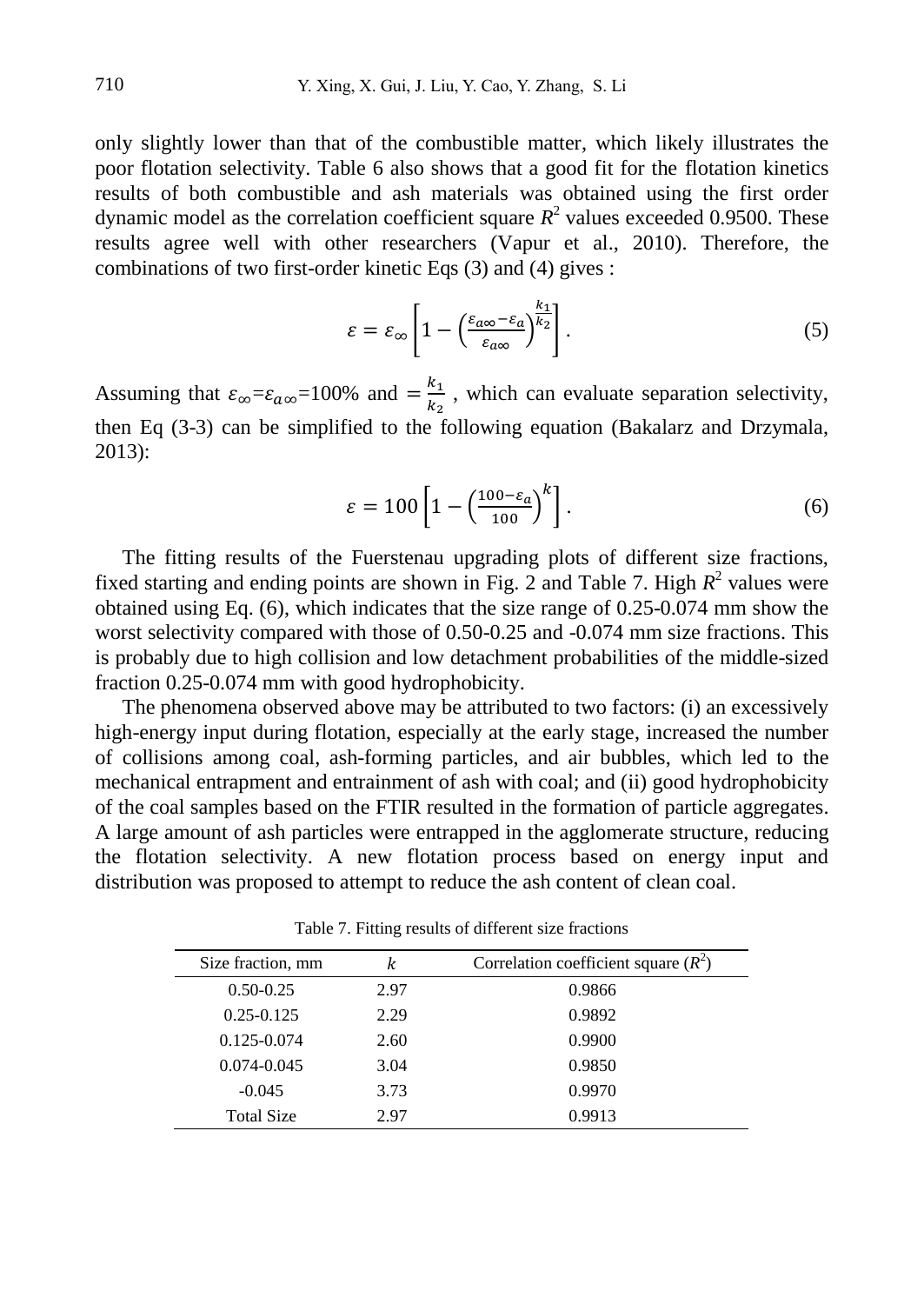only slightly lower than that of the combustible matter, which likely illustrates the poor flotation selectivity. Table 6 also shows that a good fit for the flotation kinetics results of both combustible and ash materials was obtained using the first order dynamic model as the correlation coefficient square $R^2$ values exceeded 0.9500. These results agree well with other researchers (Vapur et al., 2010). Therefore, the combinations of two first-order kinetic Eqs (3) and (4) gives :

$$\varepsilon = \varepsilon_{\infty}\left[1-\left(\frac{\varepsilon_{a\infty}-\varepsilon_{a}}{\varepsilon_{a\infty}}\right)^{\frac{k_1}{k_2}}\right]. \tag{5}$$

Assuming that $\varepsilon_{\infty}$=$\varepsilon_{a\infty}$=100% and $=\frac{k_1}{k_2}$ , which can evaluate separation selectivity, then Eq (3-3) can be simplified to the following equation (Bakalarz and Drzymala, 2013):

$$\varepsilon = 100\left[1-\left(\frac{100-\varepsilon_{a}}{100}\right)^{k}\right]. \tag{6}$$

The fitting results of the Fuerstenau upgrading plots of different size fractions, fixed starting and ending points are shown in Fig. 2 and Table 7. High $R^2$ values were obtained using Eq. (6), which indicates that the size range of 0.25-0.074 mm show the worst selectivity compared with those of 0.50-0.25 and -0.074 mm size fractions. This is probably due to high collision and low detachment probabilities of the middle-sized fraction 0.25-0.074 mm with good hydrophobicity.

The phenomena observed above may be attributed to two factors: (i) an excessively high-energy input during flotation, especially at the early stage, increased the number of collisions among coal, ash-forming particles, and air bubbles, which led to the mechanical entrapment and entrainment of ash with coal; and (ii) good hydrophobicity of the coal samples based on the FTIR resulted in the formation of particle aggregates. A large amount of ash particles were entrapped in the agglomerate structure, reducing the flotation selectivity. A new flotation process based on energy input and distribution was proposed to attempt to reduce the ash content of clean coal.

Table 7. Fitting results of different size fractions

| Size fraction, mm | $k$ | Correlation coefficient square ($R^2$) |
|---|---|---|
| 0.50-0.25 | 2.97 | 0.9866 |
| 0.25-0.125 | 2.29 | 0.9892 |
| 0.125-0.074 | 2.60 | 0.9900 |
| 0.074-0.045 | 3.04 | 0.9850 |
| -0.045 | 3.73 | 0.9970 |
| Total Size | 2.97 | 0.9913 |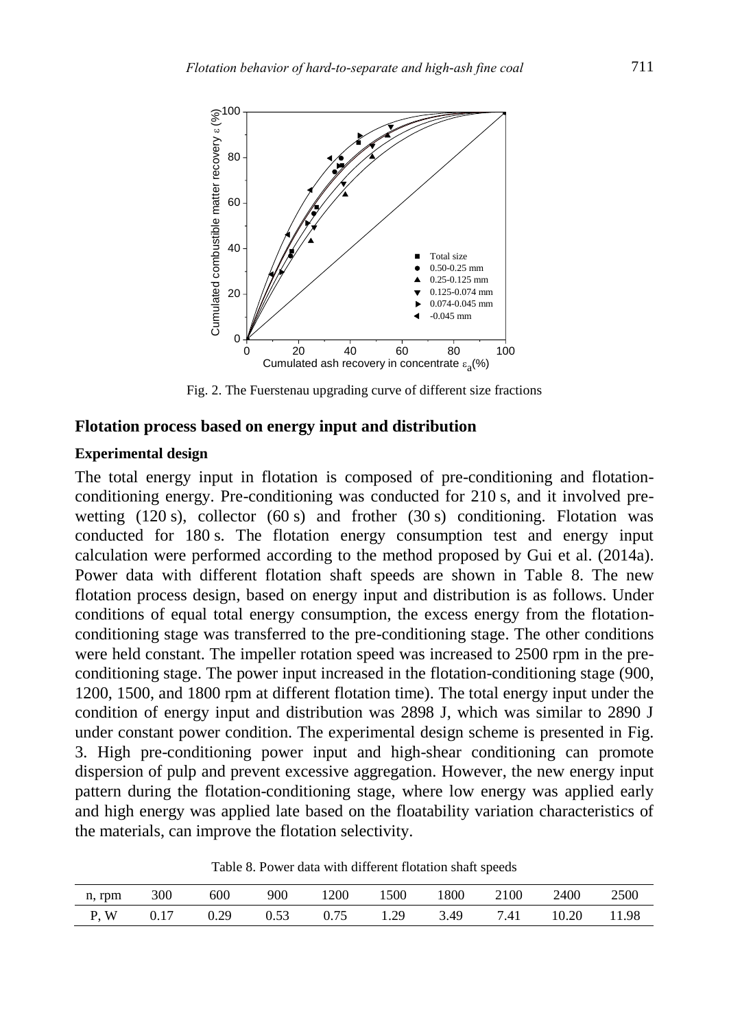Fig. 2. The Fuerstenau upgrading curve of different size fractions

## Flotation process based on energy input and distribution

### Experimental design

The total energy input in flotation is composed of pre-conditioning and flotation-conditioning energy. Pre-conditioning was conducted for 210 s, and it involved pre-wetting (120 s), collector (60 s) and frother (30 s) conditioning. Flotation was conducted for 180 s. The flotation energy consumption test and energy input calculation were performed according to the method proposed by Gui et al. (2014a). Power data with different flotation shaft speeds are shown in Table 8. The new flotation process design, based on energy input and distribution is as follows. Under conditions of equal total energy consumption, the excess energy from the flotation-conditioning stage was transferred to the pre-conditioning stage. The other conditions were held constant. The impeller rotation speed was increased to 2500 rpm in the pre-conditioning stage. The power input increased in the flotation-conditioning stage (900, 1200, 1500, and 1800 rpm at different flotation time). The total energy input under the condition of energy input and distribution was 2898 J, which was similar to 2890 J under constant power condition. The experimental design scheme is presented in Fig. 3. High pre-conditioning power input and high-shear conditioning can promote dispersion of pulp and prevent excessive aggregation. However, the new energy input pattern during the flotation-conditioning stage, where low energy was applied early and high energy was applied late based on the floatability variation characteristics of the materials, can improve the flotation selectivity.

Table 8. Power data with different flotation shaft speeds

| n, rpm | 300 | 600 | 900 | 1200 | 1500 | 1800 | 2100 | 2400 | 2500 |
|---|---|---|---|---|---|---|---|---|---|
| P, W | 0.17 | 0.29 | 0.53 | 0.75 | 1.29 | 3.49 | 7.41 | 10.20 | 11.98 |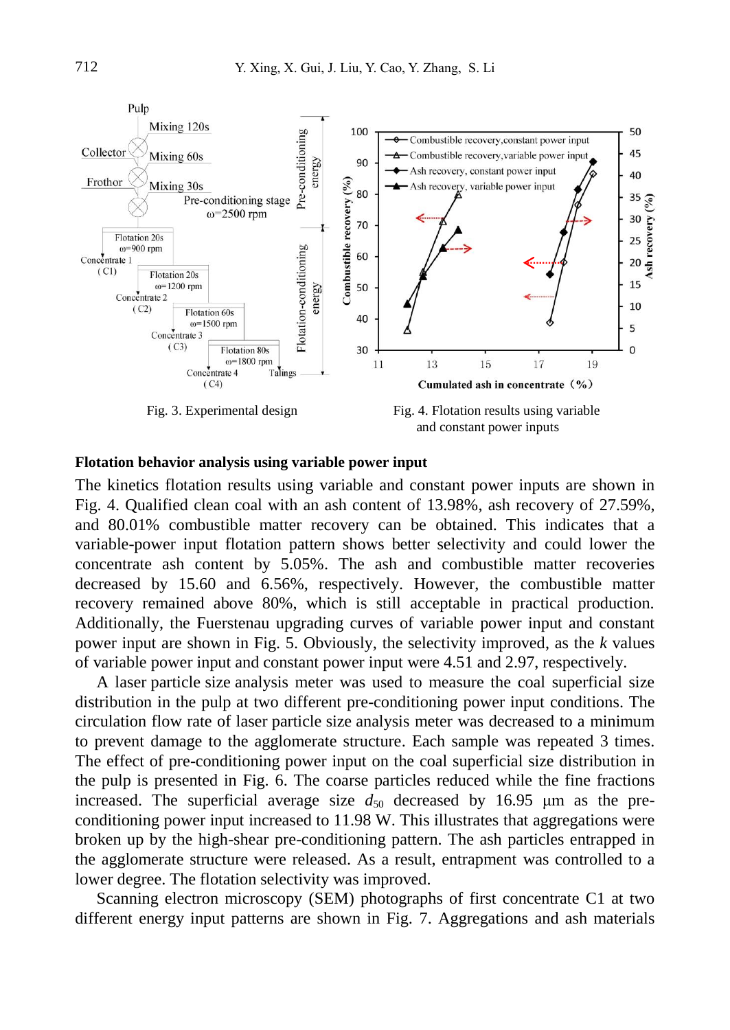Fig. 3. Experimental design

Fig. 4. Flotation results using variable and constant power inputs

**Flotation behavior analysis using variable power input**

The kinetics flotation results using variable and constant power inputs are shown in Fig. 4. Qualified clean coal with an ash content of 13.98%, ash recovery of 27.59%, and 80.01% combustible matter recovery can be obtained. This indicates that a variable-power input flotation pattern shows better selectivity and could lower the concentrate ash content by 5.05%. The ash and combustible matter recoveries decreased by 15.60 and 6.56%, respectively. However, the combustible matter recovery remained above 80%, which is still acceptable in practical production. Additionally, the Fuerstenau upgrading curves of variable power input and constant power input are shown in Fig. 5. Obviously, the selectivity improved, as the *k* values of variable power input and constant power input were 4.51 and 2.97, respectively.

A laser particle size analysis meter was used to measure the coal superficial size distribution in the pulp at two different pre-conditioning power input conditions. The circulation flow rate of laser particle size analysis meter was decreased to a minimum to prevent damage to the agglomerate structure. Each sample was repeated 3 times. The effect of pre-conditioning power input on the coal superficial size distribution in the pulp is presented in Fig. 6. The coarse particles reduced while the fine fractions increased. The superficial average size $d_{50}$ decreased by 16.95 μm as the pre-conditioning power input increased to 11.98 W. This illustrates that aggregations were broken up by the high-shear pre-conditioning pattern. The ash particles entrapped in the agglomerate structure were released. As a result, entrapment was controlled to a lower degree. The flotation selectivity was improved.

Scanning electron microscopy (SEM) photographs of first concentrate C1 at two different energy input patterns are shown in Fig. 7. Aggregations and ash materials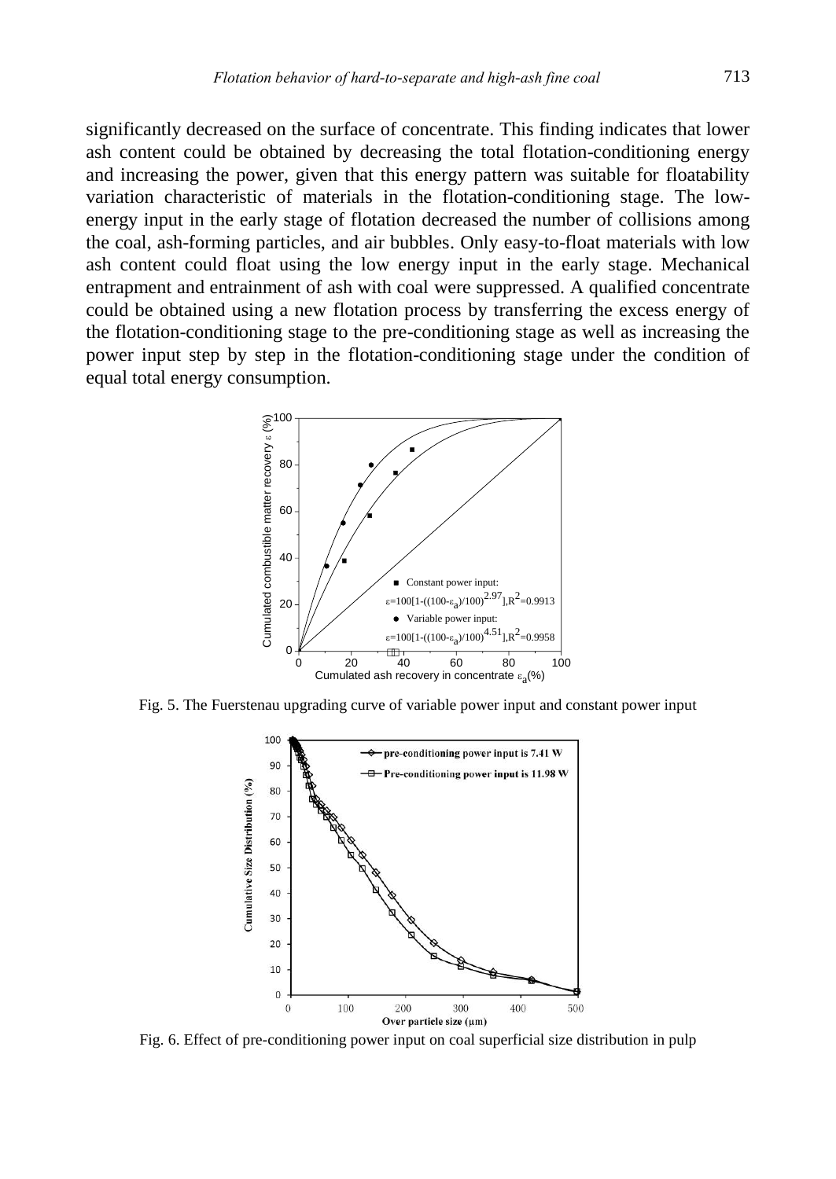significantly decreased on the surface of concentrate. This finding indicates that lower ash content could be obtained by decreasing the total flotation-conditioning energy and increasing the power, given that this energy pattern was suitable for floatability variation characteristic of materials in the flotation-conditioning stage. The low-energy input in the early stage of flotation decreased the number of collisions among the coal, ash-forming particles, and air bubbles. Only easy-to-float materials with low ash content could float using the low energy input in the early stage. Mechanical entrapment and entrainment of ash with coal were suppressed. A qualified concentrate could be obtained using a new flotation process by transferring the excess energy of the flotation-conditioning stage to the pre-conditioning stage as well as increasing the power input step by step in the flotation-conditioning stage under the condition of equal total energy consumption.

Fig. 5. The Fuerstenau upgrading curve of variable power input and constant power input

Fig. 6. Effect of pre-conditioning power input on coal superficial size distribution in pulp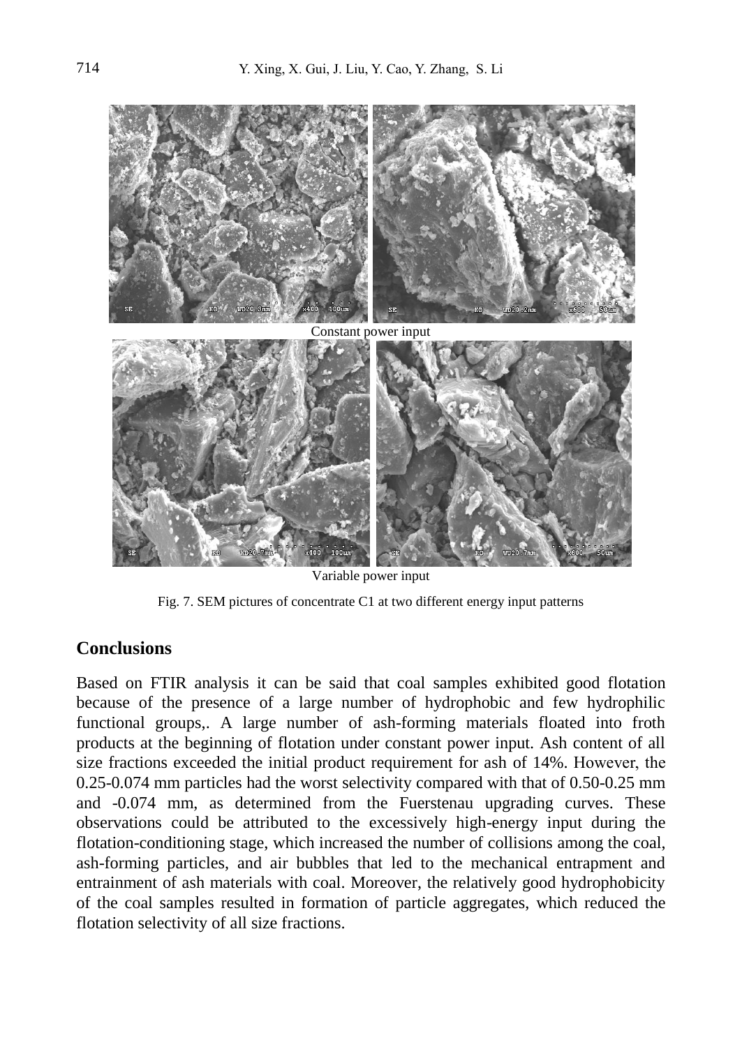Constant power input

Variable power input

Fig. 7. SEM pictures of concentrate C1 at two different energy input patterns

## Conclusions

Based on FTIR analysis it can be said that coal samples exhibited good flotation because of the presence of a large number of hydrophobic and few hydrophilic functional groups,. A large number of ash-forming materials floated into froth products at the beginning of flotation under constant power input. Ash content of all size fractions exceeded the initial product requirement for ash of 14%. However, the 0.25-0.074 mm particles had the worst selectivity compared with that of 0.50-0.25 mm and -0.074 mm, as determined from the Fuerstenau upgrading curves. These observations could be attributed to the excessively high-energy input during the flotation-conditioning stage, which increased the number of collisions among the coal, ash-forming particles, and air bubbles that led to the mechanical entrapment and entrainment of ash materials with coal. Moreover, the relatively good hydrophobicity of the coal samples resulted in formation of particle aggregates, which reduced the flotation selectivity of all size fractions.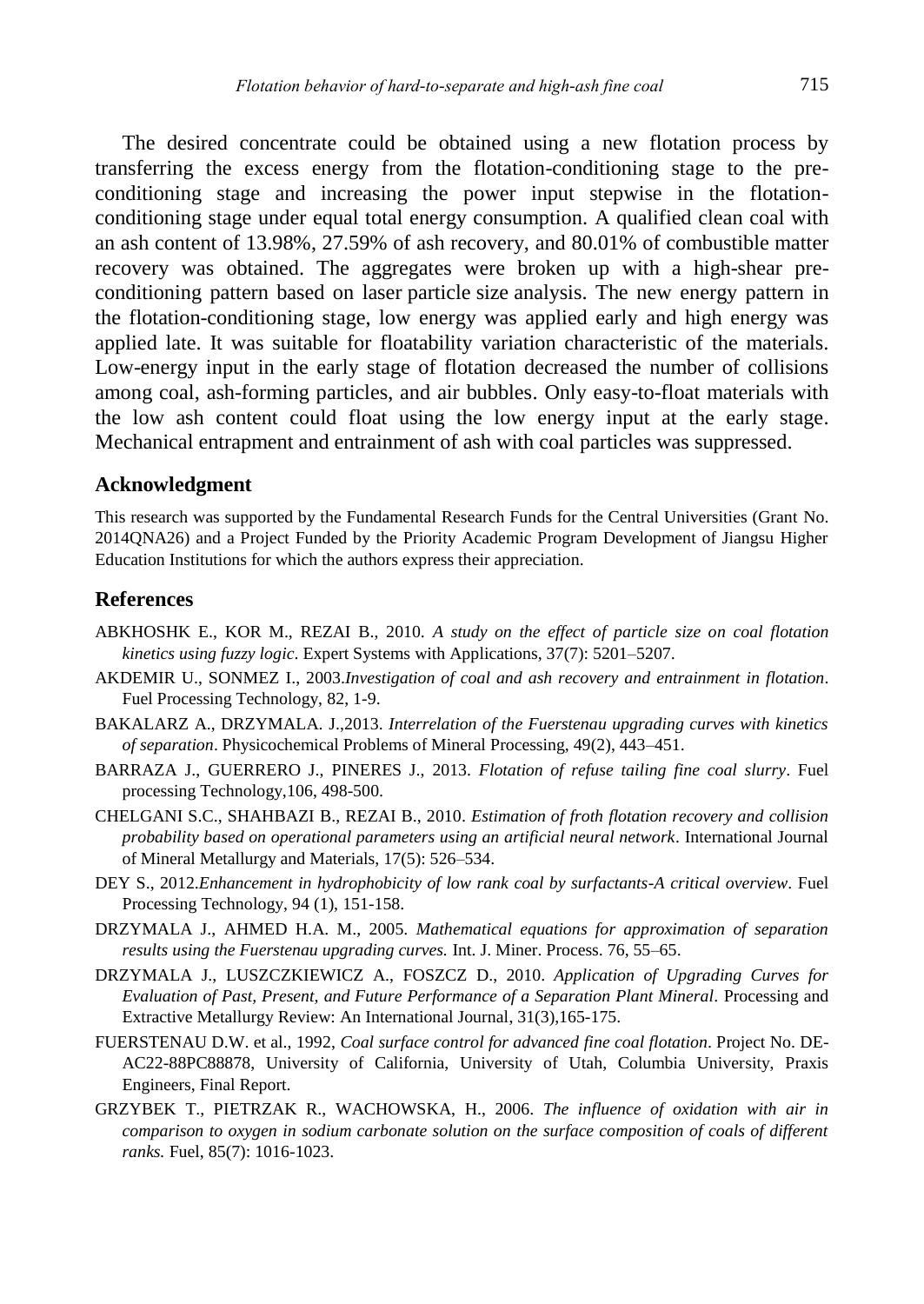The desired concentrate could be obtained using a new flotation process by transferring the excess energy from the flotation-conditioning stage to the pre-conditioning stage and increasing the power input stepwise in the flotation-conditioning stage under equal total energy consumption. A qualified clean coal with an ash content of 13.98%, 27.59% of ash recovery, and 80.01% of combustible matter recovery was obtained. The aggregates were broken up with a high-shear pre-conditioning pattern based on laser particle size analysis. The new energy pattern in the flotation-conditioning stage, low energy was applied early and high energy was applied late. It was suitable for floatability variation characteristic of the materials. Low-energy input in the early stage of flotation decreased the number of collisions among coal, ash-forming particles, and air bubbles. Only easy-to-float materials with the low ash content could float using the low energy input at the early stage. Mechanical entrapment and entrainment of ash with coal particles was suppressed.

## Acknowledgment

This research was supported by the Fundamental Research Funds for the Central Universities (Grant No. 2014QNA26) and a Project Funded by the Priority Academic Program Development of Jiangsu Higher Education Institutions for which the authors express their appreciation.

## References

ABKHOSHK E., KOR M., REZAI B., 2010. *A study on the effect of particle size on coal flotation kinetics using fuzzy logic*. Expert Systems with Applications, 37(7): 5201–5207.

AKDEMIR U., SONMEZ I., 2003.*Investigation of coal and ash recovery and entrainment in flotation*. Fuel Processing Technology, 82, 1-9.

BAKALARZ A., DRZYMALA. J.,2013. *Interrelation of the Fuerstenau upgrading curves with kinetics of separation*. Physicochemical Problems of Mineral Processing, 49(2), 443–451.

BARRAZA J., GUERRERO J., PINERES J., 2013. *Flotation of refuse tailing fine coal slurry*. Fuel processing Technology,106, 498-500.

CHELGANI S.C., SHAHBAZI B., REZAI B., 2010. *Estimation of froth flotation recovery and collision probability based on operational parameters using an artificial neural network*. International Journal of Mineral Metallurgy and Materials, 17(5): 526–534.

DEY S., 2012.*Enhancement in hydrophobicity of low rank coal by surfactants-A critical overview*. Fuel Processing Technology, 94 (1), 151-158.

DRZYMALA J., AHMED H.A. M., 2005. *Mathematical equations for approximation of separation results using the Fuerstenau upgrading curves.* Int. J. Miner. Process. 76, 55–65.

DRZYMALA J., LUSZCZKIEWICZ A., FOSZCZ D., 2010. *Application of Upgrading Curves for Evaluation of Past, Present, and Future Performance of a Separation Plant Mineral*. Processing and Extractive Metallurgy Review: An International Journal, 31(3),165-175.

FUERSTENAU D.W. et al., 1992, *Coal surface control for advanced fine coal flotation*. Project No. DE-AC22-88PC88878, University of California, University of Utah, Columbia University, Praxis Engineers, Final Report.

GRZYBEK T., PIETRZAK R., WACHOWSKA, H., 2006. *The influence of oxidation with air in comparison to oxygen in sodium carbonate solution on the surface composition of coals of different ranks.* Fuel, 85(7): 1016-1023.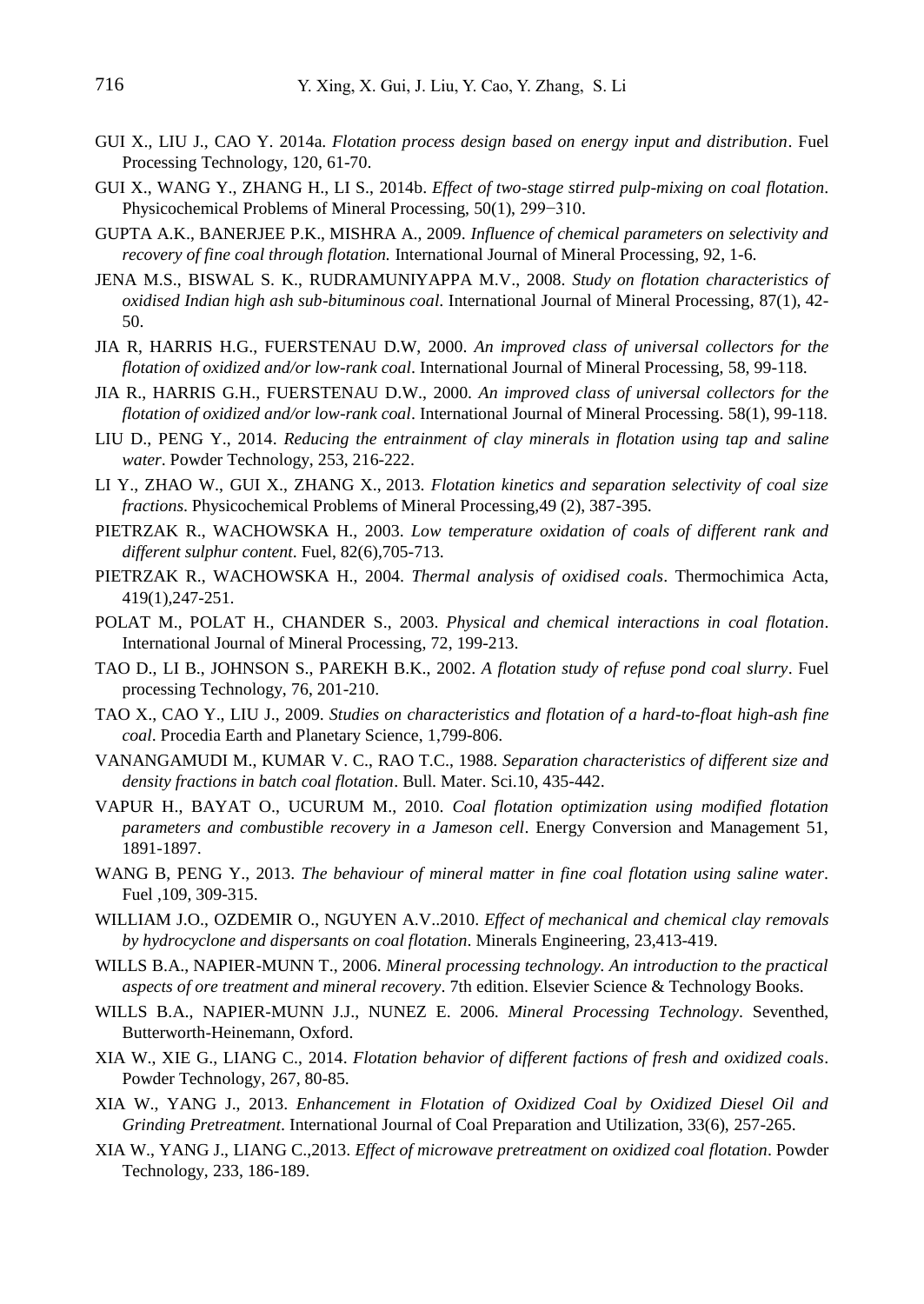GUI X., LIU J., CAO Y. 2014a. *Flotation process design based on energy input and distribution*. Fuel Processing Technology, 120, 61-70.

GUI X., WANG Y., ZHANG H., LI S., 2014b. *Effect of two-stage stirred pulp-mixing on coal flotation*. Physicochemical Problems of Mineral Processing, 50(1), 299−310.

GUPTA A.K., BANERJEE P.K., MISHRA A., 2009. *Influence of chemical parameters on selectivity and recovery of fine coal through flotation.* International Journal of Mineral Processing, 92, 1-6.

JENA M.S., BISWAL S. K., RUDRAMUNIYAPPA M.V., 2008. *Study on flotation characteristics of oxidised Indian high ash sub-bituminous coal*. International Journal of Mineral Processing, 87(1), 42-50.

JIA R, HARRIS H.G., FUERSTENAU D.W, 2000. *An improved class of universal collectors for the flotation of oxidized and/or low-rank coal*. International Journal of Mineral Processing, 58, 99-118.

JIA R., HARRIS G.H., FUERSTENAU D.W., 2000. *An improved class of universal collectors for the flotation of oxidized and/or low-rank coal*. International Journal of Mineral Processing. 58(1), 99-118.

LIU D., PENG Y., 2014. *Reducing the entrainment of clay minerals in flotation using tap and saline water*. Powder Technology, 253, 216-222.

LI Y., ZHAO W., GUI X., ZHANG X., 2013. *Flotation kinetics and separation selectivity of coal size fractions*. Physicochemical Problems of Mineral Processing,49 (2), 387-395.

PIETRZAK R., WACHOWSKA H., 2003. *Low temperature oxidation of coals of different rank and different sulphur content*. Fuel, 82(6),705-713.

PIETRZAK R., WACHOWSKA H., 2004. *Thermal analysis of oxidised coals*. Thermochimica Acta, 419(1),247-251.

POLAT M., POLAT H., CHANDER S., 2003. *Physical and chemical interactions in coal flotation*. International Journal of Mineral Processing, 72, 199-213.

TAO D., LI B., JOHNSON S., PAREKH B.K., 2002. *A flotation study of refuse pond coal slurry*. Fuel processing Technology, 76, 201-210.

TAO X., CAO Y., LIU J., 2009. *Studies on characteristics and flotation of a hard-to-float high-ash fine coal*. Procedia Earth and Planetary Science, 1,799-806.

VANANGAMUDI M., KUMAR V. C., RAO T.C., 1988. *Separation characteristics of different size and density fractions in batch coal flotation*. Bull. Mater. Sci.10, 435-442.

VAPUR H., BAYAT O., UCURUM M., 2010. *Coal flotation optimization using modified flotation parameters and combustible recovery in a Jameson cell*. Energy Conversion and Management 51, 1891-1897.

WANG B, PENG Y., 2013. *The behaviour of mineral matter in fine coal flotation using saline water*. Fuel ,109, 309-315.

WILLIAM J.O., OZDEMIR O., NGUYEN A.V..2010. *Effect of mechanical and chemical clay removals by hydrocyclone and dispersants on coal flotation*. Minerals Engineering, 23,413-419.

WILLS B.A., NAPIER-MUNN T., 2006. *Mineral processing technology. An introduction to the practical aspects of ore treatment and mineral recovery*. 7th edition. Elsevier Science & Technology Books.

WILLS B.A., NAPIER-MUNN J.J., NUNEZ E. 2006. *Mineral Processing Technology*. Seventhed, Butterworth-Heinemann, Oxford.

XIA W., XIE G., LIANG C., 2014. *Flotation behavior of different factions of fresh and oxidized coals*. Powder Technology, 267, 80-85.

XIA W., YANG J., 2013. *Enhancement in Flotation of Oxidized Coal by Oxidized Diesel Oil and Grinding Pretreatment*. International Journal of Coal Preparation and Utilization, 33(6), 257-265.

XIA W., YANG J., LIANG C.,2013. *Effect of microwave pretreatment on oxidized coal flotation*. Powder Technology, 233, 186-189.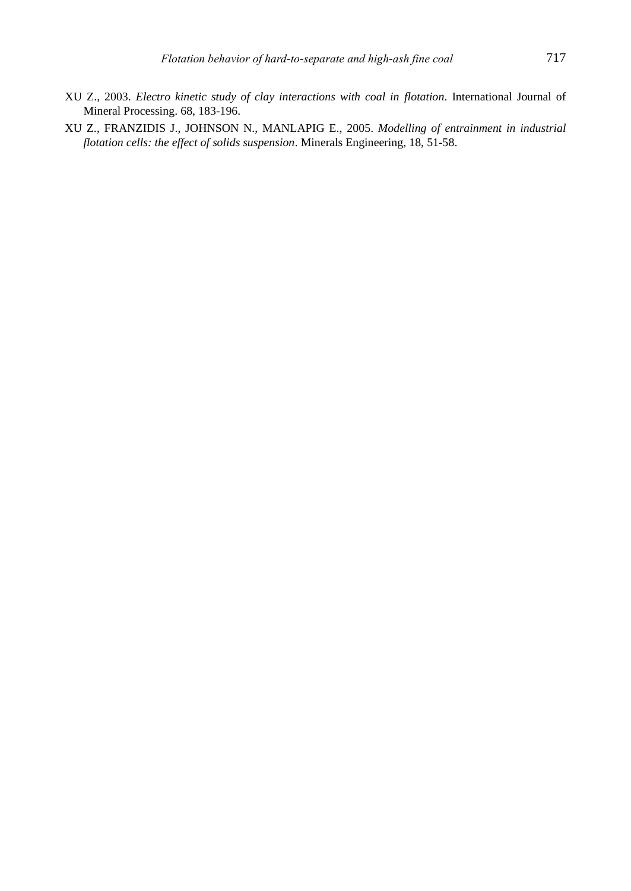XU Z., 2003. *Electro kinetic study of clay interactions with coal in flotation*. International Journal of Mineral Processing. 68, 183-196.

XU Z., FRANZIDIS J., JOHNSON N., MANLAPIG E., 2005. *Modelling of entrainment in industrial flotation cells: the effect of solids suspension*. Minerals Engineering, 18, 51-58.